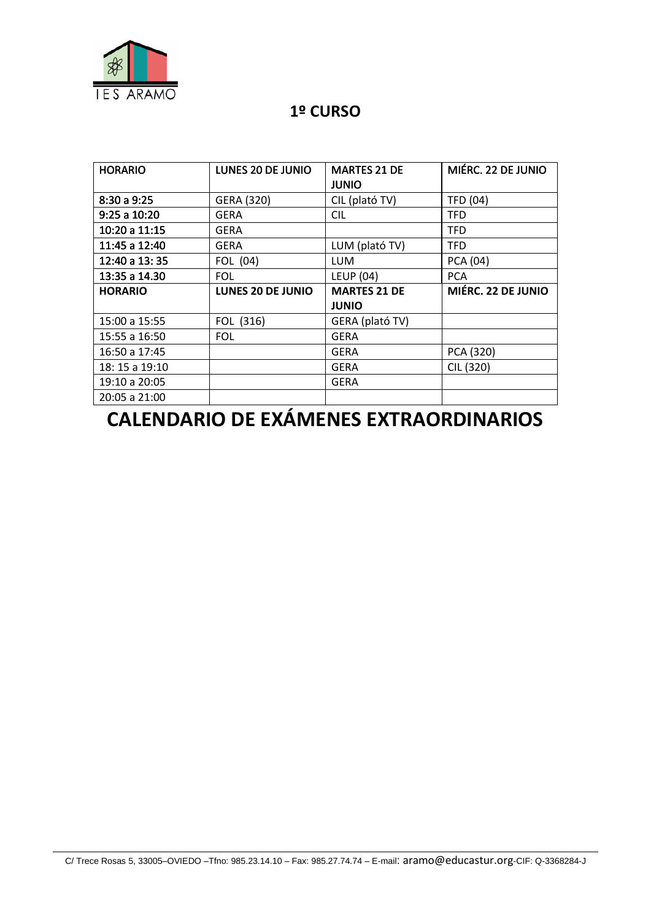IES ARAMO

## 1º CURSO

| HORARIO | LUNES 20 DE JUNIO | MARTES 21 DE JUNIO | MIÉRC. 22 DE JUNIO |
|---|---|---|---|
| 8:30 a 9:25 | GERA (320) | CIL (plató TV) | TFD (04) |
| 9:25 a 10:20 | GERA | CIL | TFD |
| 10:20 a 11:15 | GERA | | TFD |
| 11:45 a 12:40 | GERA | LUM (plató TV) | TFD |
| 12:40 a 13: 35 | FOL (04) | LUM | PCA (04) |
| 13:35 a 14.30 | FOL | LEUP (04) | PCA |
| **HORARIO** | **LUNES 20 DE JUNIO** | **MARTES 21 DE JUNIO** | **MIÉRC. 22 DE JUNIO** |
| 15:00 a 15:55 | FOL (316) | GERA (plató TV) | |
| 15:55 a 16:50 | FOL | GERA | |
| 16:50 a 17:45 | | GERA | PCA (320) |
| 18: 15 a 19:10 | | GERA | CIL (320) |
| 19:10 a 20:05 | | GERA | |
| 20:05 a 21:00 | | | |

# CALENDARIO DE EXÁMENES EXTRAORDINARIOS

C/ Trece Rosas 5, 33005–OVIEDO –Tfno: 985.23.14.10 – Fax: 985.27.74.74 – E-mail: aramo@educastur.org-CIF: Q-3368284-J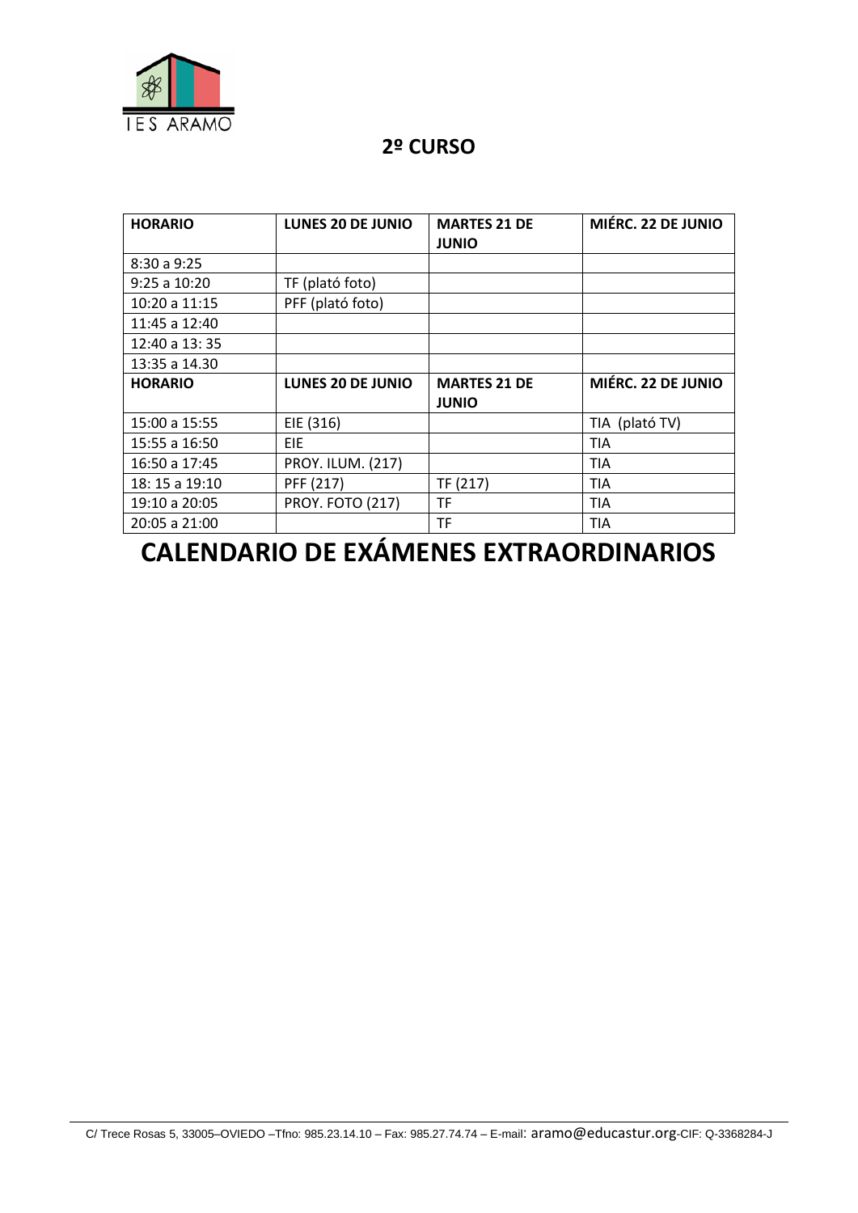IES ARAMO

## 2º CURSO

| HORARIO | LUNES 20 DE JUNIO | MARTES 21 DE JUNIO | MIÉRC. 22 DE JUNIO |
|---|---|---|---|
| 8:30 a 9:25 | | | |
| 9:25 a 10:20 | TF (plató foto) | | |
| 10:20 a 11:15 | PFF (plató foto) | | |
| 11:45 a 12:40 | | | |
| 12:40 a 13: 35 | | | |
| 13:35 a 14.30 | | | |
| **HORARIO** | **LUNES 20 DE JUNIO** | **MARTES 21 DE JUNIO** | **MIÉRC. 22 DE JUNIO** |
| 15:00 a 15:55 | EIE (316) | | TIA (plató TV) |
| 15:55 a 16:50 | EIE | | TIA |
| 16:50 a 17:45 | PROY. ILUM. (217) | | TIA |
| 18: 15 a 19:10 | PFF (217) | TF (217) | TIA |
| 19:10 a 20:05 | PROY. FOTO (217) | TF | TIA |
| 20:05 a 21:00 | | TF | TIA |

# CALENDARIO DE EXÁMENES EXTRAORDINARIOS

C/ Trece Rosas 5, 33005–OVIEDO –Tfno: 985.23.14.10 – Fax: 985.27.74.74 – E-mail: aramo@educastur.org-CIF: Q-3368284-J